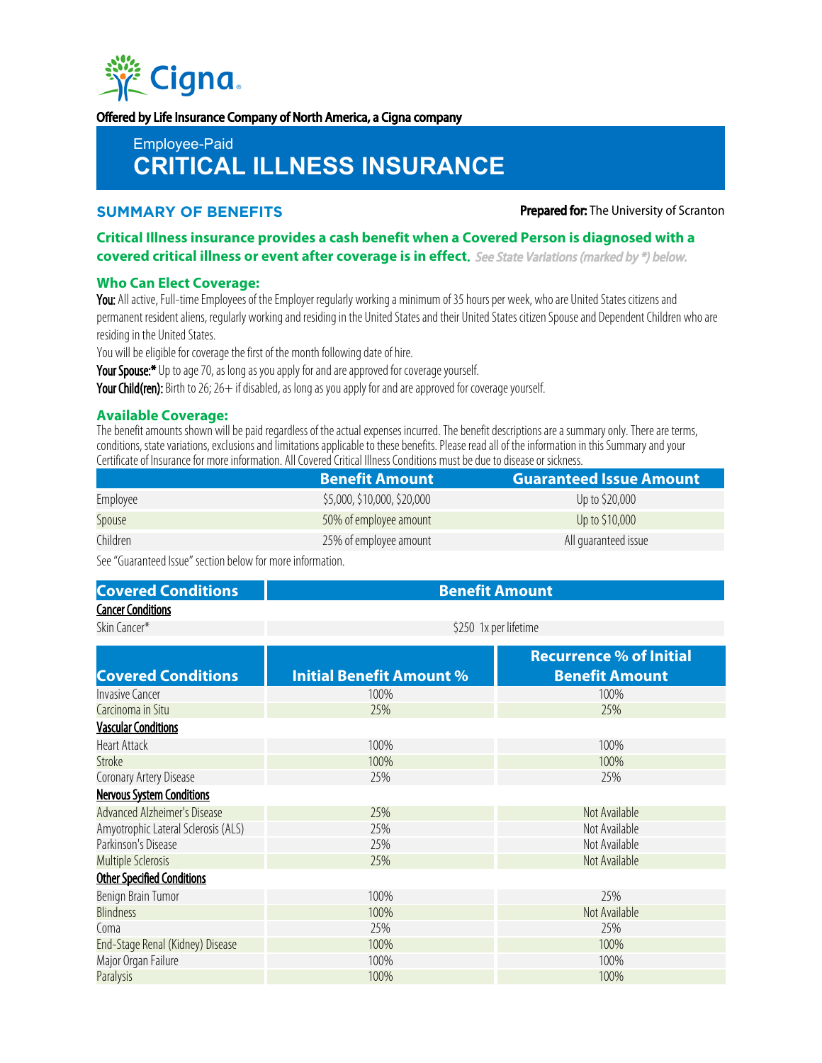Offered by Life Insurance Company of North America, a Cigna company

Employee-Paid

# CRITICAL ILLNESS INSURANCE

## SUMMARY OF BENEFITS

**Prepared for:** The University of Scranton

**Critical Illness insurance provides a cash benefit when a Covered Person is diagnosed with a covered critical illness or event after coverage is in effect.** *See State Variations (marked by *) below.*

### Who Can Elect Coverage:

**You:** All active, Full-time Employees of the Employer regularly working a minimum of 35 hours per week, who are United States citizens and permanent resident aliens, regularly working and residing in the United States and their United States citizen Spouse and Dependent Children who are residing in the United States.

You will be eligible for coverage the first of the month following date of hire.

**Your Spouse:*** Up to age 70, as long as you apply for and are approved for coverage yourself.

**Your Child(ren):** Birth to 26; 26+ if disabled, as long as you apply for and are approved for coverage yourself.

### Available Coverage:

The benefit amounts shown will be paid regardless of the actual expenses incurred. The benefit descriptions are a summary only. There are terms, conditions, state variations, exclusions and limitations applicable to these benefits. Please read all of the information in this Summary and your Certificate of Insurance for more information. All Covered Critical Illness Conditions must be due to disease or sickness.

| | Benefit Amount | Guaranteed Issue Amount |
|---|---|---|
| Employee | $5,000, $10,000, $20,000 | Up to $20,000 |
| Spouse | 50% of employee amount | Up to $10,000 |
| Children | 25% of employee amount | All guaranteed issue |

See "Guaranteed Issue" section below for more information.

| Covered Conditions | Benefit Amount |
|---|---|
| **Cancer Conditions** | |
| Skin Cancer* | $250 1x per lifetime |

| Covered Conditions | Initial Benefit Amount % | Recurrence % of Initial Benefit Amount |
|---|---|---|
| Invasive Cancer | 100% | 100% |
| Carcinoma in Situ | 25% | 25% |
| **Vascular Conditions** | | |
| Heart Attack | 100% | 100% |
| Stroke | 100% | 100% |
| Coronary Artery Disease | 25% | 25% |
| **Nervous System Conditions** | | |
| Advanced Alzheimer's Disease | 25% | Not Available |
| Amyotrophic Lateral Sclerosis (ALS) | 25% | Not Available |
| Parkinson's Disease | 25% | Not Available |
| Multiple Sclerosis | 25% | Not Available |
| **Other Specified Conditions** | | |
| Benign Brain Tumor | 100% | 25% |
| Blindness | 100% | Not Available |
| Coma | 25% | 25% |
| End-Stage Renal (Kidney) Disease | 100% | 100% |
| Major Organ Failure | 100% | 100% |
| Paralysis | 100% | 100% |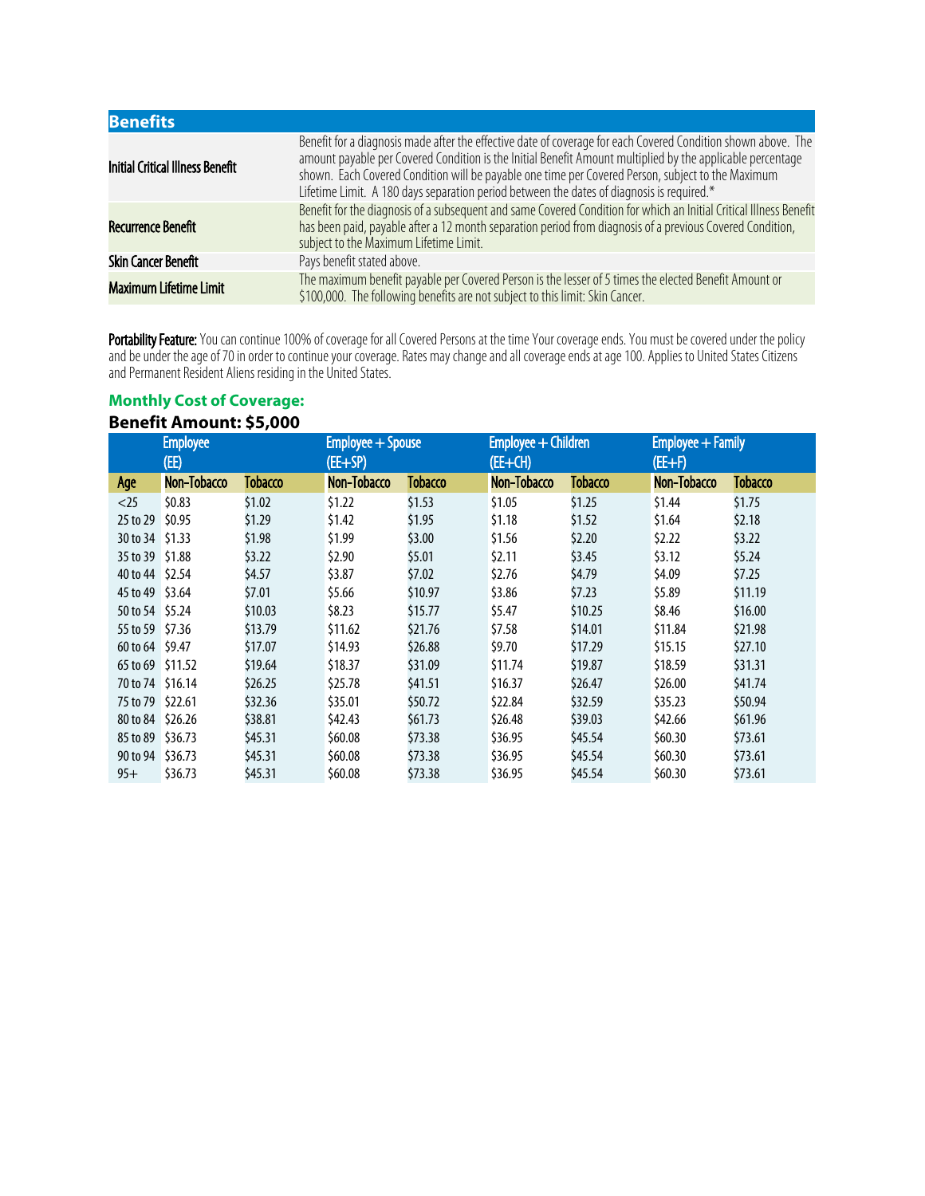| Benefits | |
|---|---|
| **Initial Critical Illness Benefit** | Benefit for a diagnosis made after the effective date of coverage for each Covered Condition shown above. The amount payable per Covered Condition is the Initial Benefit Amount multiplied by the applicable percentage shown. Each Covered Condition will be payable one time per Covered Person, subject to the Maximum Lifetime Limit. A 180 days separation period between the dates of diagnosis is required.* |
| **Recurrence Benefit** | Benefit for the diagnosis of a subsequent and same Covered Condition for which an Initial Critical Illness Benefit has been paid, payable after a 12 month separation period from diagnosis of a previous Covered Condition, subject to the Maximum Lifetime Limit. |
| **Skin Cancer Benefit** | Pays benefit stated above. |
| **Maximum Lifetime Limit** | The maximum benefit payable per Covered Person is the lesser of 5 times the elected Benefit Amount or $100,000. The following benefits are not subject to this limit: Skin Cancer. |

**Portability Feature:** You can continue 100% of coverage for all Covered Persons at the time Your coverage ends. You must be covered under the policy and be under the age of 70 in order to continue your coverage. Rates may change and all coverage ends at age 100. Applies to United States Citizens and Permanent Resident Aliens residing in the United States.

## Monthly Cost of Coverage:

## Benefit Amount: $5,000

| | Employee (EE) | | Employee + Spouse (EE+SP) | | Employee + Children (EE+CH) | | Employee + Family (EE+F) | |
|---|---|---|---|---|---|---|---|---|
| **Age** | **Non-Tobacco** | **Tobacco** | **Non-Tobacco** | **Tobacco** | **Non-Tobacco** | **Tobacco** | **Non-Tobacco** | **Tobacco** |
| <25 | $0.83 | $1.02 | $1.22 | $1.53 | $1.05 | $1.25 | $1.44 | $1.75 |
| 25 to 29 | $0.95 | $1.29 | $1.42 | $1.95 | $1.18 | $1.52 | $1.64 | $2.18 |
| 30 to 34 | $1.33 | $1.98 | $1.99 | $3.00 | $1.56 | $2.20 | $2.22 | $3.22 |
| 35 to 39 | $1.88 | $3.22 | $2.90 | $5.01 | $2.11 | $3.45 | $3.12 | $5.24 |
| 40 to 44 | $2.54 | $4.57 | $3.87 | $7.02 | $2.76 | $4.79 | $4.09 | $7.25 |
| 45 to 49 | $3.64 | $7.01 | $5.66 | $10.97 | $3.86 | $7.23 | $5.89 | $11.19 |
| 50 to 54 | $5.24 | $10.03 | $8.23 | $15.77 | $5.47 | $10.25 | $8.46 | $16.00 |
| 55 to 59 | $7.36 | $13.79 | $11.62 | $21.76 | $7.58 | $14.01 | $11.84 | $21.98 |
| 60 to 64 | $9.47 | $17.07 | $14.93 | $26.88 | $9.70 | $17.29 | $15.15 | $27.10 |
| 65 to 69 | $11.52 | $19.64 | $18.37 | $31.09 | $11.74 | $19.87 | $18.59 | $31.31 |
| 70 to 74 | $16.14 | $26.25 | $25.78 | $41.51 | $16.37 | $26.47 | $26.00 | $41.74 |
| 75 to 79 | $22.61 | $32.36 | $35.01 | $50.72 | $22.84 | $32.59 | $35.23 | $50.94 |
| 80 to 84 | $26.26 | $38.81 | $42.43 | $61.73 | $26.48 | $39.03 | $42.66 | $61.96 |
| 85 to 89 | $36.73 | $45.31 | $60.08 | $73.38 | $36.95 | $45.54 | $60.30 | $73.61 |
| 90 to 94 | $36.73 | $45.31 | $60.08 | $73.38 | $36.95 | $45.54 | $60.30 | $73.61 |
| 95+ | $36.73 | $45.31 | $60.08 | $73.38 | $36.95 | $45.54 | $60.30 | $73.61 |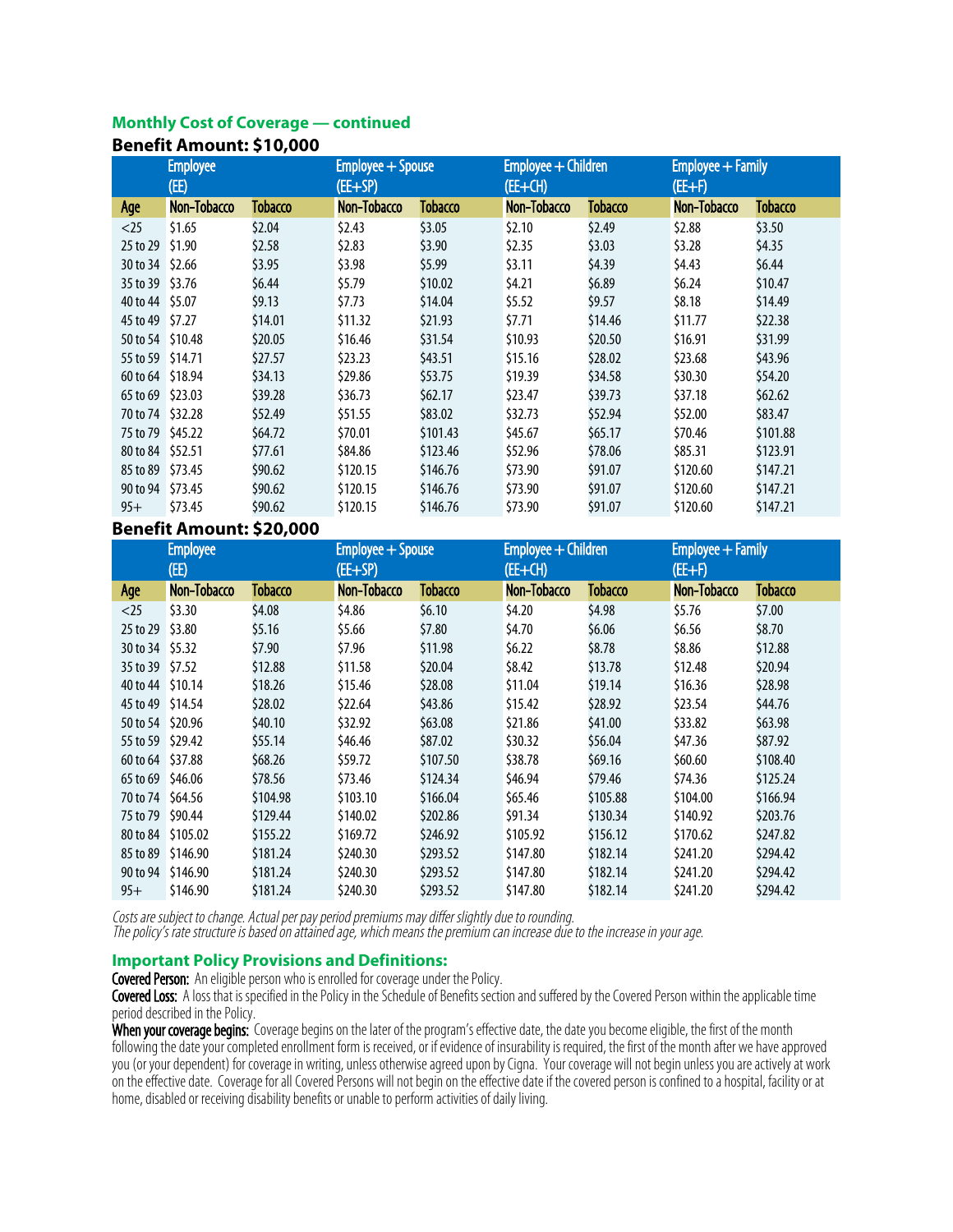### Monthly Cost of Coverage — continued

**Benefit Amount: $10,000**

| | Employee (EE) | | Employee + Spouse (EE+SP) | | Employee + Children (EE+CH) | | Employee + Family (EE+F) | |
|---|---|---|---|---|---|---|---|---|
| Age | Non-Tobacco | Tobacco | Non-Tobacco | Tobacco | Non-Tobacco | Tobacco | Non-Tobacco | Tobacco |
| <25 | $1.65 | $2.04 | $2.43 | $3.05 | $2.10 | $2.49 | $2.88 | $3.50 |
| 25 to 29 | $1.90 | $2.58 | $2.83 | $3.90 | $2.35 | $3.03 | $3.28 | $4.35 |
| 30 to 34 | $2.66 | $3.95 | $3.98 | $5.99 | $3.11 | $4.39 | $4.43 | $6.44 |
| 35 to 39 | $3.76 | $6.44 | $5.79 | $10.02 | $4.21 | $6.89 | $6.24 | $10.47 |
| 40 to 44 | $5.07 | $9.13 | $7.73 | $14.04 | $5.52 | $9.57 | $8.18 | $14.49 |
| 45 to 49 | $7.27 | $14.01 | $11.32 | $21.93 | $7.71 | $14.46 | $11.77 | $22.38 |
| 50 to 54 | $10.48 | $20.05 | $16.46 | $31.54 | $10.93 | $20.50 | $16.91 | $31.99 |
| 55 to 59 | $14.71 | $27.57 | $23.23 | $43.51 | $15.16 | $28.02 | $23.68 | $43.96 |
| 60 to 64 | $18.94 | $34.13 | $29.86 | $53.75 | $19.39 | $34.58 | $30.30 | $54.20 |
| 65 to 69 | $23.03 | $39.28 | $36.73 | $62.17 | $23.47 | $39.73 | $37.18 | $62.62 |
| 70 to 74 | $32.28 | $52.49 | $51.55 | $83.02 | $32.73 | $52.94 | $52.00 | $83.47 |
| 75 to 79 | $45.22 | $64.72 | $70.01 | $101.43 | $45.67 | $65.17 | $70.46 | $101.88 |
| 80 to 84 | $52.51 | $77.61 | $84.86 | $123.46 | $52.96 | $78.06 | $85.31 | $123.91 |
| 85 to 89 | $73.45 | $90.62 | $120.15 | $146.76 | $73.90 | $91.07 | $120.60 | $147.21 |
| 90 to 94 | $73.45 | $90.62 | $120.15 | $146.76 | $73.90 | $91.07 | $120.60 | $147.21 |
| 95+ | $73.45 | $90.62 | $120.15 | $146.76 | $73.90 | $91.07 | $120.60 | $147.21 |

**Benefit Amount: $20,000**

| | Employee (EE) | | Employee + Spouse (EE+SP) | | Employee + Children (EE+CH) | | Employee + Family (EE+F) | |
|---|---|---|---|---|---|---|---|---|
| Age | Non-Tobacco | Tobacco | Non-Tobacco | Tobacco | Non-Tobacco | Tobacco | Non-Tobacco | Tobacco |
| <25 | $3.30 | $4.08 | $4.86 | $6.10 | $4.20 | $4.98 | $5.76 | $7.00 |
| 25 to 29 | $3.80 | $5.16 | $5.66 | $7.80 | $4.70 | $6.06 | $6.56 | $8.70 |
| 30 to 34 | $5.32 | $7.90 | $7.96 | $11.98 | $6.22 | $8.78 | $8.86 | $12.88 |
| 35 to 39 | $7.52 | $12.88 | $11.58 | $20.04 | $8.42 | $13.78 | $12.48 | $20.94 |
| 40 to 44 | $10.14 | $18.26 | $15.46 | $28.08 | $11.04 | $19.14 | $16.36 | $28.98 |
| 45 to 49 | $14.54 | $28.02 | $22.64 | $43.86 | $15.42 | $28.92 | $23.54 | $44.76 |
| 50 to 54 | $20.96 | $40.10 | $32.92 | $63.08 | $21.86 | $41.00 | $33.82 | $63.98 |
| 55 to 59 | $29.42 | $55.14 | $46.46 | $87.02 | $30.32 | $56.04 | $47.36 | $87.92 |
| 60 to 64 | $37.88 | $68.26 | $59.72 | $107.50 | $38.78 | $69.16 | $60.60 | $108.40 |
| 65 to 69 | $46.06 | $78.56 | $73.46 | $124.34 | $46.94 | $79.46 | $74.36 | $125.24 |
| 70 to 74 | $64.56 | $104.98 | $103.10 | $166.04 | $65.46 | $105.88 | $104.00 | $166.94 |
| 75 to 79 | $90.44 | $129.44 | $140.02 | $202.86 | $91.34 | $130.34 | $140.92 | $203.76 |
| 80 to 84 | $105.02 | $155.22 | $169.72 | $246.92 | $105.92 | $156.12 | $170.62 | $247.82 |
| 85 to 89 | $146.90 | $181.24 | $240.30 | $293.52 | $147.80 | $182.14 | $241.20 | $294.42 |
| 90 to 94 | $146.90 | $181.24 | $240.30 | $293.52 | $147.80 | $182.14 | $241.20 | $294.42 |
| 95+ | $146.90 | $181.24 | $240.30 | $293.52 | $147.80 | $182.14 | $241.20 | $294.42 |

*Costs are subject to change. Actual per pay period premiums may differ slightly due to rounding.*
*The policy's rate structure is based on attained age, which means the premium can increase due to the increase in your age.*

### Important Policy Provisions and Definitions:

**Covered Person:** An eligible person who is enrolled for coverage under the Policy.

**Covered Loss:** A loss that is specified in the Policy in the Schedule of Benefits section and suffered by the Covered Person within the applicable time period described in the Policy.

**When your coverage begins:** Coverage begins on the later of the program's effective date, the date you become eligible, the first of the month following the date your completed enrollment form is received, or if evidence of insurability is required, the first of the month after we have approved you (or your dependent) for coverage in writing, unless otherwise agreed upon by Cigna. Your coverage will not begin unless you are actively at work on the effective date. Coverage for all Covered Persons will not begin on the effective date if the covered person is confined to a hospital, facility or at home, disabled or receiving disability benefits or unable to perform activities of daily living.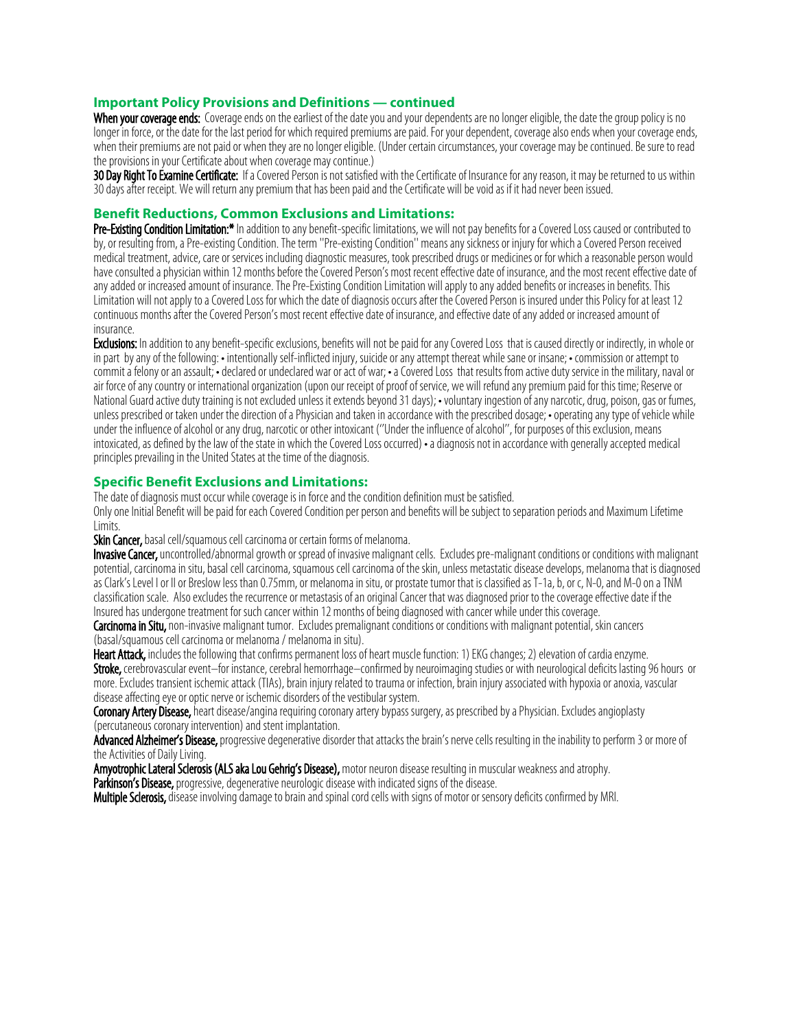## Important Policy Provisions and Definitions — continued

**When your coverage ends:** Coverage ends on the earliest of the date you and your dependents are no longer eligible, the date the group policy is no longer in force, or the date for the last period for which required premiums are paid. For your dependent, coverage also ends when your coverage ends, when their premiums are not paid or when they are no longer eligible. (Under certain circumstances, your coverage may be continued. Be sure to read the provisions in your Certificate about when coverage may continue.)

**30 Day Right To Examine Certificate:** If a Covered Person is not satisfied with the Certificate of Insurance for any reason, it may be returned to us within 30 days after receipt. We will return any premium that has been paid and the Certificate will be void as if it had never been issued.

## Benefit Reductions, Common Exclusions and Limitations:

**Pre-Existing Condition Limitation:*** In addition to any benefit-specific limitations, we will not pay benefits for a Covered Loss caused or contributed to by, or resulting from, a Pre-existing Condition. The term "Pre-existing Condition" means any sickness or injury for which a Covered Person received medical treatment, advice, care or services including diagnostic measures, took prescribed drugs or medicines or for which a reasonable person would have consulted a physician within 12 months before the Covered Person's most recent effective date of insurance, and the most recent effective date of any added or increased amount of insurance. The Pre-Existing Condition Limitation will apply to any added benefits or increases in benefits. This Limitation will not apply to a Covered Loss for which the date of diagnosis occurs after the Covered Person is insured under this Policy for at least 12 continuous months after the Covered Person's most recent effective date of insurance, and effective date of any added or increased amount of insurance.

**Exclusions:** In addition to any benefit-specific exclusions, benefits will not be paid for any Covered Loss that is caused directly or indirectly, in whole or in part by any of the following: • intentionally self-inflicted injury, suicide or any attempt thereat while sane or insane; • commission or attempt to commit a felony or an assault; • declared or undeclared war or act of war; • a Covered Loss that results from active duty service in the military, naval or air force of any country or international organization (upon our receipt of proof of service, we will refund any premium paid for this time; Reserve or National Guard active duty training is not excluded unless it extends beyond 31 days); • voluntary ingestion of any narcotic, drug, poison, gas or fumes, unless prescribed or taken under the direction of a Physician and taken in accordance with the prescribed dosage; • operating any type of vehicle while under the influence of alcohol or any drug, narcotic or other intoxicant ("Under the influence of alcohol", for purposes of this exclusion, means intoxicated, as defined by the law of the state in which the Covered Loss occurred) • a diagnosis not in accordance with generally accepted medical principles prevailing in the United States at the time of the diagnosis.

## Specific Benefit Exclusions and Limitations:

The date of diagnosis must occur while coverage is in force and the condition definition must be satisfied.

Only one Initial Benefit will be paid for each Covered Condition per person and benefits will be subject to separation periods and Maximum Lifetime Limits.

**Skin Cancer,** basal cell/squamous cell carcinoma or certain forms of melanoma.

**Invasive Cancer,** uncontrolled/abnormal growth or spread of invasive malignant cells. Excludes pre-malignant conditions or conditions with malignant potential, carcinoma in situ, basal cell carcinoma, squamous cell carcinoma of the skin, unless metastatic disease develops, melanoma that is diagnosed as Clark's Level I or II or Breslow less than 0.75mm, or melanoma in situ, or prostate tumor that is classified as T-1a, b, or c, N-0, and M-0 on a TNM classification scale. Also excludes the recurrence or metastasis of an original Cancer that was diagnosed prior to the coverage effective date if the Insured has undergone treatment for such cancer within 12 months of being diagnosed with cancer while under this coverage.

**Carcinoma in Situ,** non-invasive malignant tumor. Excludes premalignant conditions or conditions with malignant potential, skin cancers (basal/squamous cell carcinoma or melanoma / melanoma in situ).

**Heart Attack,** includes the following that confirms permanent loss of heart muscle function: 1) EKG changes; 2) elevation of cardia enzyme.

**Stroke,** cerebrovascular event–for instance, cerebral hemorrhage–confirmed by neuroimaging studies or with neurological deficits lasting 96 hours or more. Excludes transient ischemic attack (TIAs), brain injury related to trauma or infection, brain injury associated with hypoxia or anoxia, vascular disease affecting eye or optic nerve or ischemic disorders of the vestibular system.

**Coronary Artery Disease,** heart disease/angina requiring coronary artery bypass surgery, as prescribed by a Physician. Excludes angioplasty (percutaneous coronary intervention) and stent implantation.

**Advanced Alzheimer's Disease,** progressive degenerative disorder that attacks the brain's nerve cells resulting in the inability to perform 3 or more of the Activities of Daily Living.

**Amyotrophic Lateral Sclerosis (ALS aka Lou Gehrig's Disease),** motor neuron disease resulting in muscular weakness and atrophy.

**Parkinson's Disease,** progressive, degenerative neurologic disease with indicated signs of the disease.

**Multiple Sclerosis,** disease involving damage to brain and spinal cord cells with signs of motor or sensory deficits confirmed by MRI.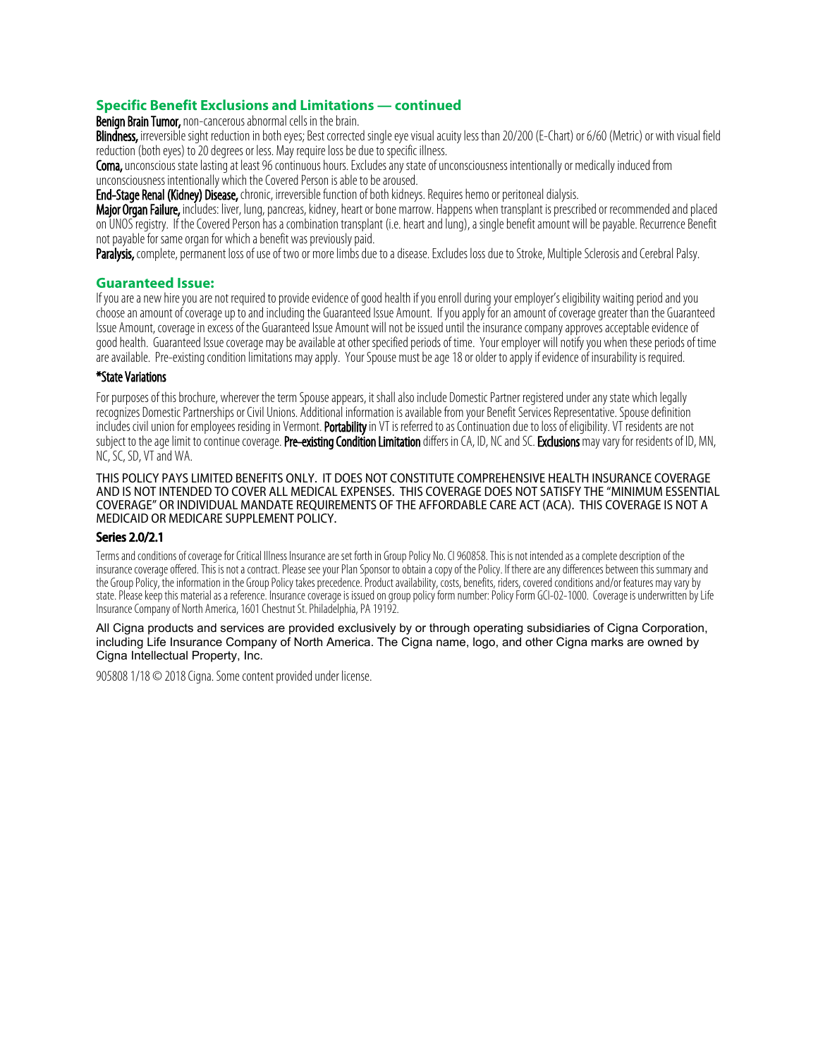## Specific Benefit Exclusions and Limitations — continued

**Benign Brain Tumor,** non-cancerous abnormal cells in the brain.

**Blindness,** irreversible sight reduction in both eyes; Best corrected single eye visual acuity less than 20/200 (E-Chart) or 6/60 (Metric) or with visual field reduction (both eyes) to 20 degrees or less. May require loss be due to specific illness.

**Coma,** unconscious state lasting at least 96 continuous hours. Excludes any state of unconsciousness intentionally or medically induced from unconsciousness intentionally which the Covered Person is able to be aroused.

**End-Stage Renal (Kidney) Disease,** chronic, irreversible function of both kidneys. Requires hemo or peritoneal dialysis.

**Major Organ Failure,** includes: liver, lung, pancreas, kidney, heart or bone marrow. Happens when transplant is prescribed or recommended and placed on UNOS registry. If the Covered Person has a combination transplant (i.e. heart and lung), a single benefit amount will be payable. Recurrence Benefit not payable for same organ for which a benefit was previously paid.

**Paralysis,** complete, permanent loss of use of two or more limbs due to a disease. Excludes loss due to Stroke, Multiple Sclerosis and Cerebral Palsy.

## Guaranteed Issue:

If you are a new hire you are not required to provide evidence of good health if you enroll during your employer's eligibility waiting period and you choose an amount of coverage up to and including the Guaranteed Issue Amount. If you apply for an amount of coverage greater than the Guaranteed Issue Amount, coverage in excess of the Guaranteed Issue Amount will not be issued until the insurance company approves acceptable evidence of good health. Guaranteed Issue coverage may be available at other specified periods of time. Your employer will notify you when these periods of time are available. Pre-existing condition limitations may apply. Your Spouse must be age 18 or older to apply if evidence of insurability is required.

### *State Variations

For purposes of this brochure, wherever the term Spouse appears, it shall also include Domestic Partner registered under any state which legally recognizes Domestic Partnerships or Civil Unions. Additional information is available from your Benefit Services Representative. Spouse definition includes civil union for employees residing in Vermont. **Portability** in VT is referred to as Continuation due to loss of eligibility. VT residents are not subject to the age limit to continue coverage. **Pre-existing Condition Limitation** differs in CA, ID, NC and SC. **Exclusions** may vary for residents of ID, MN, NC, SC, SD, VT and WA.

THIS POLICY PAYS LIMITED BENEFITS ONLY. IT DOES NOT CONSTITUTE COMPREHENSIVE HEALTH INSURANCE COVERAGE AND IS NOT INTENDED TO COVER ALL MEDICAL EXPENSES. THIS COVERAGE DOES NOT SATISFY THE "MINIMUM ESSENTIAL COVERAGE" OR INDIVIDUAL MANDATE REQUIREMENTS OF THE AFFORDABLE CARE ACT (ACA). THIS COVERAGE IS NOT A MEDICAID OR MEDICARE SUPPLEMENT POLICY.

### Series 2.0/2.1

Terms and conditions of coverage for Critical Illness Insurance are set forth in Group Policy No. CI 960858. This is not intended as a complete description of the insurance coverage offered. This is not a contract. Please see your Plan Sponsor to obtain a copy of the Policy. If there are any differences between this summary and the Group Policy, the information in the Group Policy takes precedence. Product availability, costs, benefits, riders, covered conditions and/or features may vary by state. Please keep this material as a reference. Insurance coverage is issued on group policy form number: Policy Form GCI-02-1000. Coverage is underwritten by Life Insurance Company of North America, 1601 Chestnut St. Philadelphia, PA 19192.

All Cigna products and services are provided exclusively by or through operating subsidiaries of Cigna Corporation, including Life Insurance Company of North America. The Cigna name, logo, and other Cigna marks are owned by Cigna Intellectual Property, Inc.

905808 1/18 © 2018 Cigna. Some content provided under license.